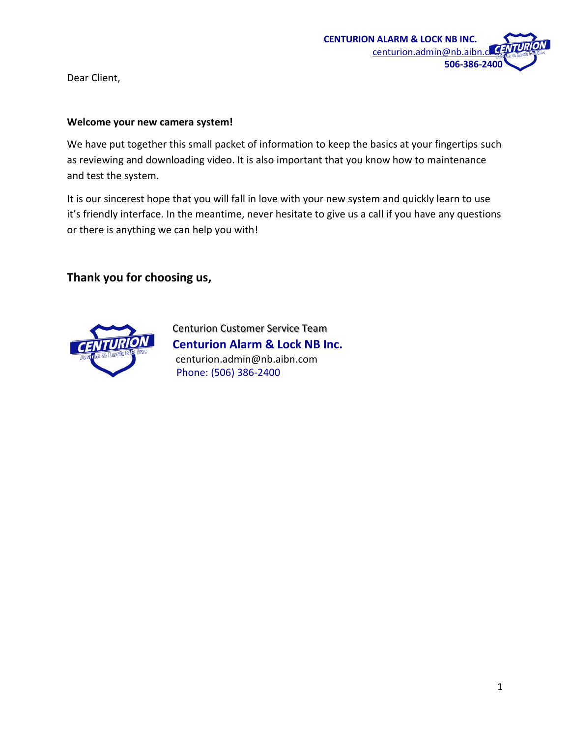**CENTURION ALARM & LOCK NB INC.**
centurion.admin@nb.aibn.com
**506-386-2400**

Dear Client,

**Welcome your new camera system!**

We have put together this small packet of information to keep the basics at your fingertips such as reviewing and downloading video. It is also important that you know how to maintenance and test the system.

It is our sincerest hope that you will fall in love with your new system and quickly learn to use it's friendly interface. In the meantime, never hesitate to give us a call if you have any questions or there is anything we can help you with!

## Thank you for choosing us,

Centurion Customer Service Team
**Centurion Alarm & Lock NB Inc.**
centurion.admin@nb.aibn.com
Phone: (506) 386-2400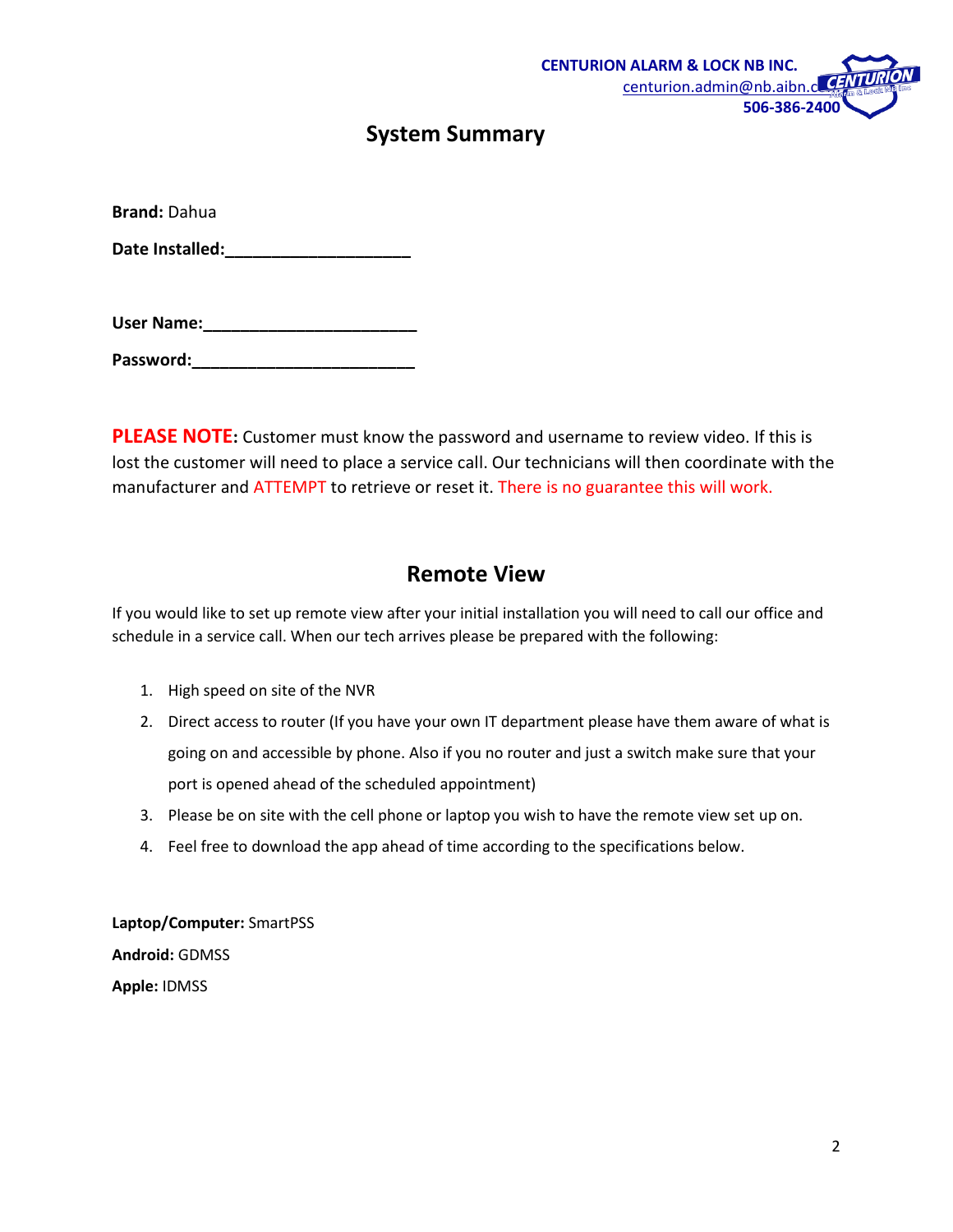CENTURION ALARM & LOCK NB INC.
centurion.admin@nb.aibn.c
506-386-2400

## System Summary

**Brand:** Dahua

**Date Installed:**____________________

**User Name:**_______________________

**Password:**________________________

**PLEASE NOTE:** Customer must know the password and username to review video. If this is lost the customer will need to place a service call. Our technicians will then coordinate with the manufacturer and ATTEMPT to retrieve or reset it. There is no guarantee this will work.

## Remote View

If you would like to set up remote view after your initial installation you will need to call our office and schedule in a service call. When our tech arrives please be prepared with the following:

1. High speed on site of the NVR
2. Direct access to router (If you have your own IT department please have them aware of what is going on and accessible by phone. Also if you no router and just a switch make sure that your port is opened ahead of the scheduled appointment)
3. Please be on site with the cell phone or laptop you wish to have the remote view set up on.
4. Feel free to download the app ahead of time according to the specifications below.

**Laptop/Computer:** SmartPSS

**Android:** GDMSS

**Apple:** IDMSS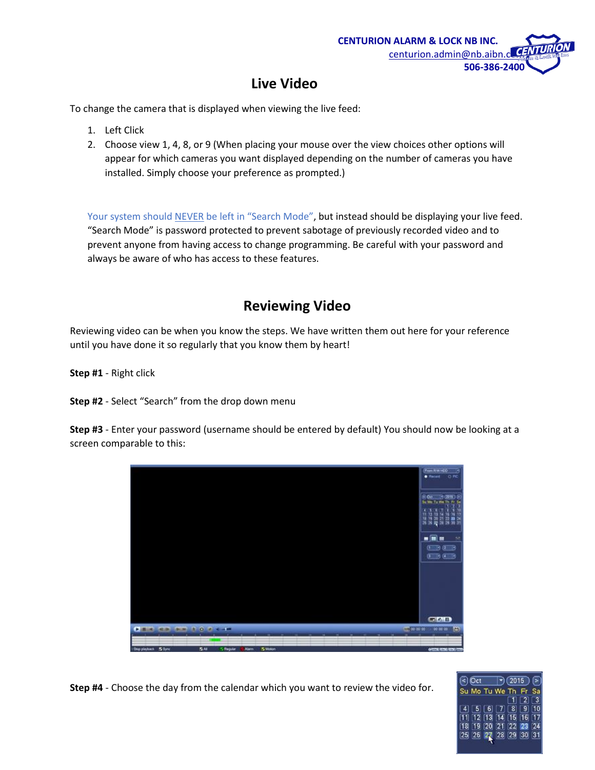# Live Video

To change the camera that is displayed when viewing the live feed:

1. Left Click
2. Choose view 1, 4, 8, or 9 (When placing your mouse over the view choices other options will appear for which cameras you want displayed depending on the number of cameras you have installed. Simply choose your preference as prompted.)

Your system should NEVER be left in "Search Mode", but instead should be displaying your live feed. "Search Mode" is password protected to prevent sabotage of previously recorded video and to prevent anyone from having access to change programming. Be careful with your password and always be aware of who has access to these features.

# Reviewing Video

Reviewing video can be when you know the steps. We have written them out here for your reference until you have done it so regularly that you know them by heart!

**Step #1** - Right click

**Step #2** - Select "Search" from the drop down menu

**Step #3** - Enter your password (username should be entered by default) You should now be looking at a screen comparable to this:

**Step #4** - Choose the day from the calendar which you want to review the video for.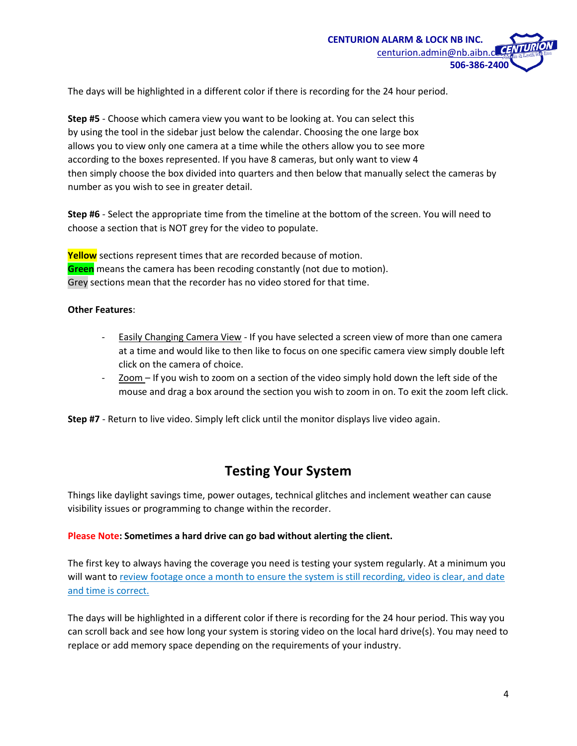The days will be highlighted in a different color if there is recording for the 24 hour period.

**Step #5** - Choose which camera view you want to be looking at. You can select this by using the tool in the sidebar just below the calendar. Choosing the one large box allows you to view only one camera at a time while the others allow you to see more according to the boxes represented. If you have 8 cameras, but only want to view 4 then simply choose the box divided into quarters and then below that manually select the cameras by number as you wish to see in greater detail.

**Step #6** - Select the appropriate time from the timeline at the bottom of the screen. You will need to choose a section that is NOT grey for the video to populate.

**Yellow** sections represent times that are recorded because of motion.
**Green** means the camera has been recoding constantly (not due to motion).
Grey sections mean that the recorder has no video stored for that time.

**Other Features**:

- Easily Changing Camera View - If you have selected a screen view of more than one camera at a time and would like to then like to focus on one specific camera view simply double left click on the camera of choice.
- Zoom – If you wish to zoom on a section of the video simply hold down the left side of the mouse and drag a box around the section you wish to zoom in on. To exit the zoom left click.

**Step #7** - Return to live video. Simply left click until the monitor displays live video again.

## Testing Your System

Things like daylight savings time, power outages, technical glitches and inclement weather can cause visibility issues or programming to change within the recorder.

**Please Note: Sometimes a hard drive can go bad without alerting the client.**

The first key to always having the coverage you need is testing your system regularly. At a minimum you will want to review footage once a month to ensure the system is still recording, video is clear, and date and time is correct.

The days will be highlighted in a different color if there is recording for the 24 hour period. This way you can scroll back and see how long your system is storing video on the local hard drive(s). You may need to replace or add memory space depending on the requirements of your industry.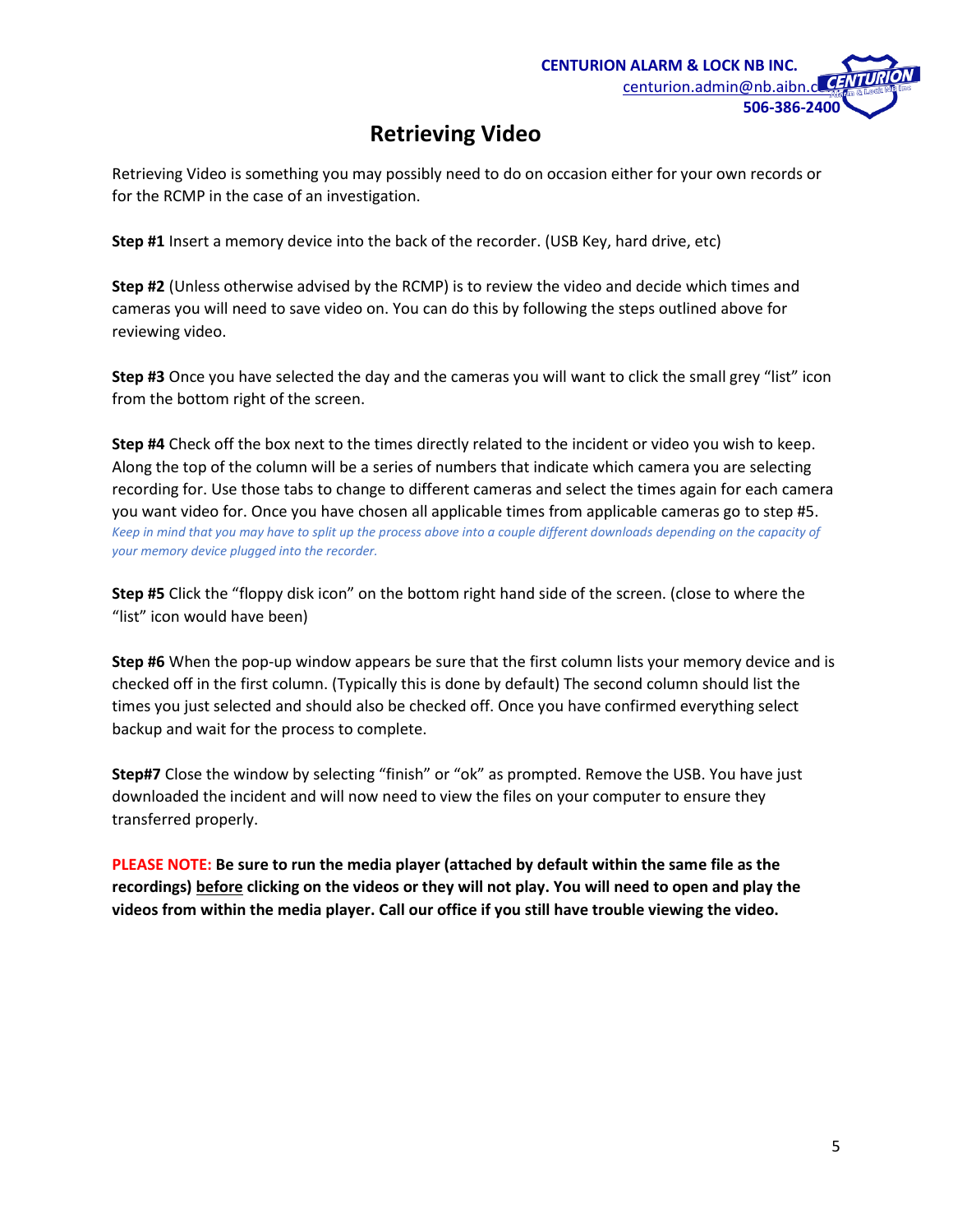# Retrieving Video

Retrieving Video is something you may possibly need to do on occasion either for your own records or for the RCMP in the case of an investigation.

**Step #1** Insert a memory device into the back of the recorder. (USB Key, hard drive, etc)

**Step #2** (Unless otherwise advised by the RCMP) is to review the video and decide which times and cameras you will need to save video on. You can do this by following the steps outlined above for reviewing video.

**Step #3** Once you have selected the day and the cameras you will want to click the small grey "list" icon from the bottom right of the screen.

**Step #4** Check off the box next to the times directly related to the incident or video you wish to keep. Along the top of the column will be a series of numbers that indicate which camera you are selecting recording for. Use those tabs to change to different cameras and select the times again for each camera you want video for. Once you have chosen all applicable times from applicable cameras go to step #5.
*Keep in mind that you may have to split up the process above into a couple different downloads depending on the capacity of your memory device plugged into the recorder.*

**Step #5** Click the "floppy disk icon" on the bottom right hand side of the screen. (close to where the "list" icon would have been)

**Step #6** When the pop-up window appears be sure that the first column lists your memory device and is checked off in the first column. (Typically this is done by default) The second column should list the times you just selected and should also be checked off. Once you have confirmed everything select backup and wait for the process to complete.

**Step#7** Close the window by selecting "finish" or "ok" as prompted. Remove the USB. You have just downloaded the incident and will now need to view the files on your computer to ensure they transferred properly.

PLEASE NOTE: **Be sure to run the media player (attached by default within the same file as the recordings) <u>before</u> clicking on the videos or they will not play. You will need to open and play the videos from within the media player. Call our office if you still have trouble viewing the video.**